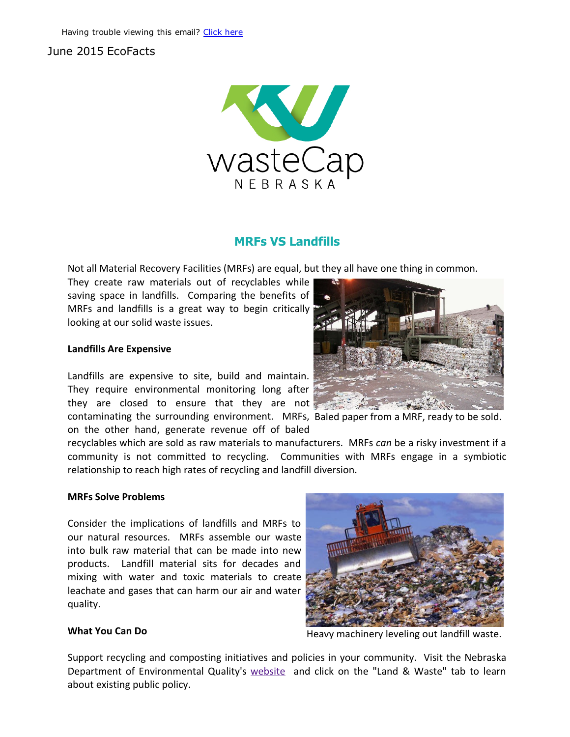Having trouble viewing this email? [Click here]

June 2015 EcoFacts

wasteCap NEBRASKA

## MRFs VS Landfills

Not all Material Recovery Facilities (MRFs) are equal, but they all have one thing in common. They create raw materials out of recyclables while saving space in landfills. Comparing the benefits of MRFs and landfills is a great way to begin critically looking at our solid waste issues.

**Landfills Are Expensive**

Landfills are expensive to site, build and maintain. They require environmental monitoring long after they are closed to ensure that they are not contaminating the surrounding environment. MRFs, on the other hand, generate revenue off of baled recyclables which are sold as raw materials to manufacturers. MRFs *can* be a risky investment if a community is not committed to recycling. Communities with MRFs engage in a symbiotic relationship to reach high rates of recycling and landfill diversion.

Baled paper from a MRF, ready to be sold.

**MRFs Solve Problems**

Consider the implications of landfills and MRFs to our natural resources. MRFs assemble our waste into bulk raw material that can be made into new products. Landfill material sits for decades and mixing with water and toxic materials to create leachate and gases that can harm our air and water quality.

Heavy machinery leveling out landfill waste.

**What You Can Do**

Support recycling and composting initiatives and policies in your community. Visit the Nebraska Department of Environmental Quality's [website] and click on the "Land & Waste" tab to learn about existing public policy.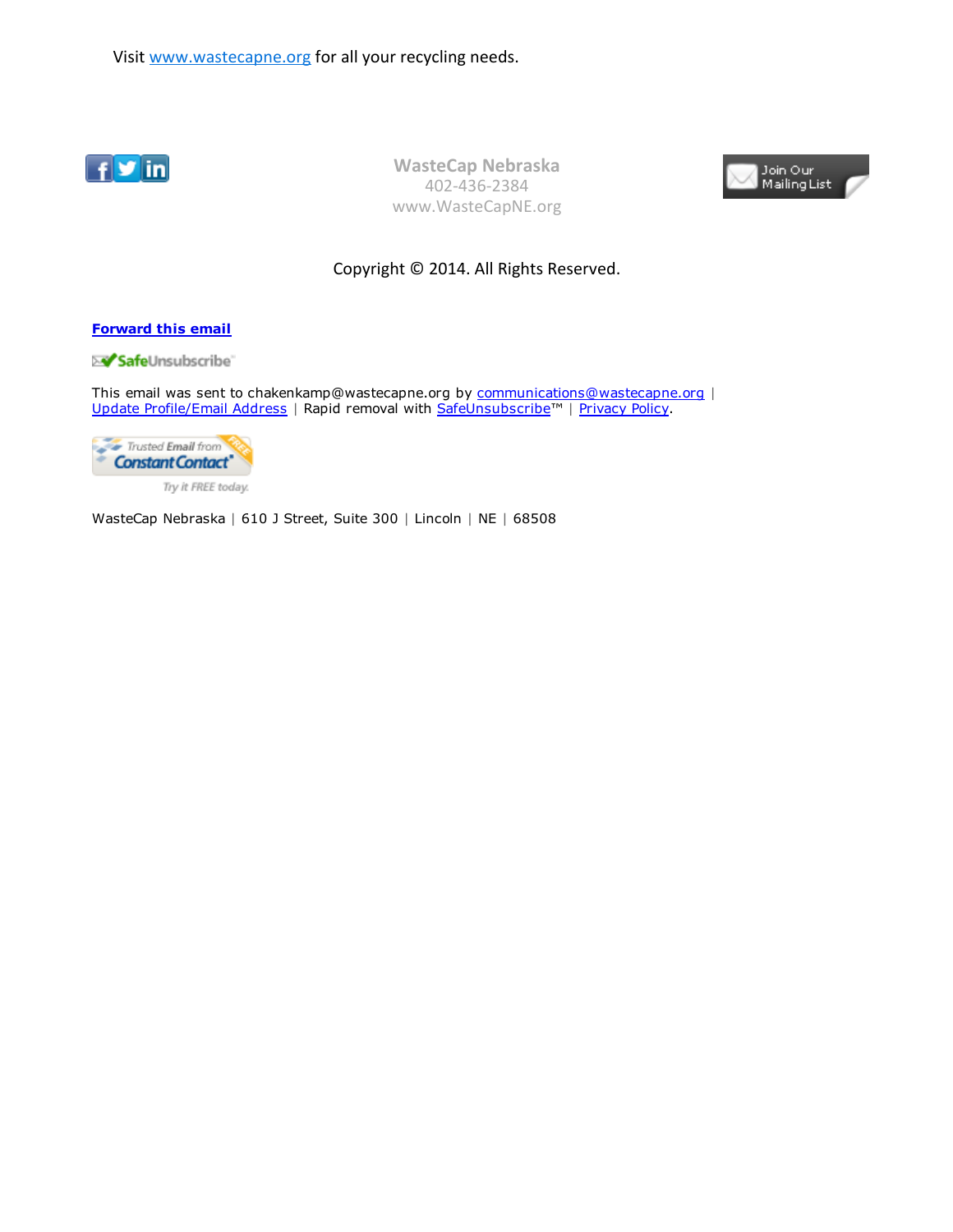Visit www.wastecapne.org for all your recycling needs.

WasteCap Nebraska
402-436-2384
www.WasteCapNE.org

Copyright © 2014. All Rights Reserved.

**Forward this email**

SafeUnsubscribe

This email was sent to chakenkamp@wastecapne.org by communications@wastecapne.org | Update Profile/Email Address | Rapid removal with SafeUnsubscribe™ | Privacy Policy.

Trusted Email from Constant Contact

Try it FREE today.

WasteCap Nebraska | 610 J Street, Suite 300 | Lincoln | NE | 68508